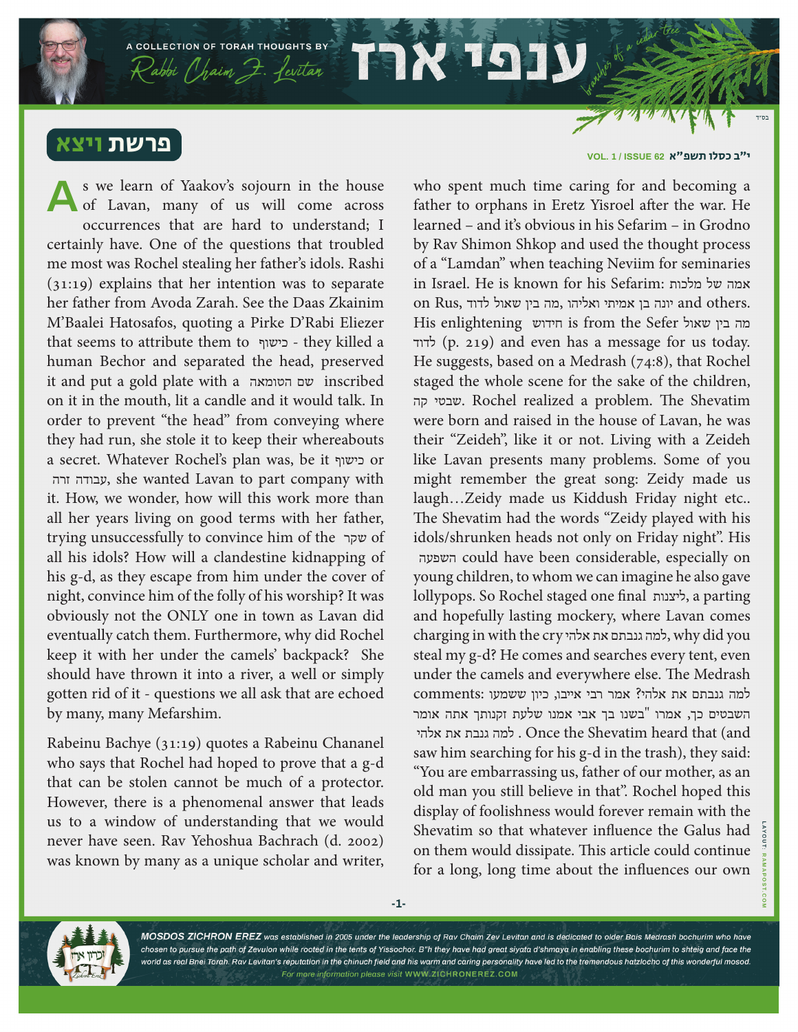# ענפי ארז

A COLLECTION OF TORAH THOUGHTS BY Rabbi Chaim Z. Levitan

branches of a cedar tree

בס"ד

## פרשת ויצא

י"ב כסלו תשפ"א VOL. 1 / ISSUE 62

As we learn of Yaakov's sojourn in the house of Lavan, many of us will come across occurrences that are hard to understand; I certainly have. One of the questions that troubled me most was Rochel stealing her father's idols. Rashi (31:19) explains that her intention was to separate her father from Avoda Zarah. See the Daas Zkainim M'Baalei Hatosafos, quoting a Pirke D'Rabi Eliezer that seems to attribute them to כישוף - they killed a human Bechor and separated the head, preserved it and put a gold plate with a שם הטומאה inscribed on it in the mouth, lit a candle and it would talk. In order to prevent "the head" from conveying where they had run, she stole it to keep their whereabouts a secret. Whatever Rochel's plan was, be it כישוף or עבודה זרה, she wanted Lavan to part company with it. How, we wonder, how will this work more than all her years living on good terms with her father, trying unsuccessfully to convince him of the שקר of all his idols? How will a clandestine kidnapping of his g-d, as they escape from him under the cover of night, convince him of the folly of his worship? It was obviously not the ONLY one in town as Lavan did eventually catch them. Furthermore, why did Rochel keep it with her under the camels' backpack? She should have thrown it into a river, a well or simply gotten rid of it - questions we all ask that are echoed by many, many Mefarshim.

Rabeinu Bachye (31:19) quotes a Rabeinu Chananel who says that Rochel had hoped to prove that a g-d that can be stolen cannot be much of a protector. However, there is a phenomenal answer that leads us to a window of understanding that we would never have seen. Rav Yehoshua Bachrach (d. 2002) was known by many as a unique scholar and writer, who spent much time caring for and becoming a father to orphans in Eretz Yisroel after the war. He learned – and it's obvious in his Sefarim – in Grodno by Rav Shimon Shkop and used the thought process of a "Lamdan" when teaching Neviim for seminaries in Israel. He is known for his Sefarim: אמה של מלכות on Rus, יונה בן אמיתי ואליהו, מה בין שאול לדוד and others. His enlightening חידוש is from the Sefer מה בין שאול לדוד (p. 219) and even has a message for us today. He suggests, based on a Medrash (74:8), that Rochel staged the whole scene for the sake of the children, שבטי קה. Rochel realized a problem. The Shevatim were born and raised in the house of Lavan, he was their "Zeideh", like it or not. Living with a Zeideh like Lavan presents many problems. Some of you might remember the great song: Zeidy made us laugh…Zeidy made us Kiddush Friday night etc.. The Shevatim had the words "Zeidy played with his idols/shrunken heads not only on Friday night". His השפעה could have been considerable, especially on young children, to whom we can imagine he also gave lollypops. So Rochel staged one final ליצנות, a parting and hopefully lasting mockery, where Lavan comes charging in with the cry למה גנבתם את אלהי, why did you steal my g-d? He comes and searches every tent, even under the camels and everywhere else. The Medrash comments: למה גנבתם את אלהי? אמר רבי איבו, כיון ששמעו השבטים כך, אמרו "בשנו בך אבי אמנו שלעת זקנותך אתה אומר למה גנבת את אלהי". Once the Shevatim heard that (and saw him searching for his g-d in the trash), they said: "You are embarrassing us, father of our mother, as an old man you still believe in that". Rochel hoped this display of foolishness would forever remain with the Shevatim so that whatever influence the Galus had on them would dissipate. This article could continue for a long, long time about the influences our own

**MOSDOS ZICHRON EREZ** *was established in 2005 under the leadership of Rav Chaim Zev Levitan and is dedicated to older Bais Medrash bochurim who have chosen to pursue the path of Zevulon while rooted in the tents of Yissochor. B"h they have had great siyata d'shmaya in enabling these bochurim to shteig and face the world as real Bnei Torah. Rav Levitan's reputation in the chinuch field and his warm and caring personality have led to the tremendous hatzlocho of this wonderful mosod.*

*For more information please visit* WWW.ZICHRONEREZ.COM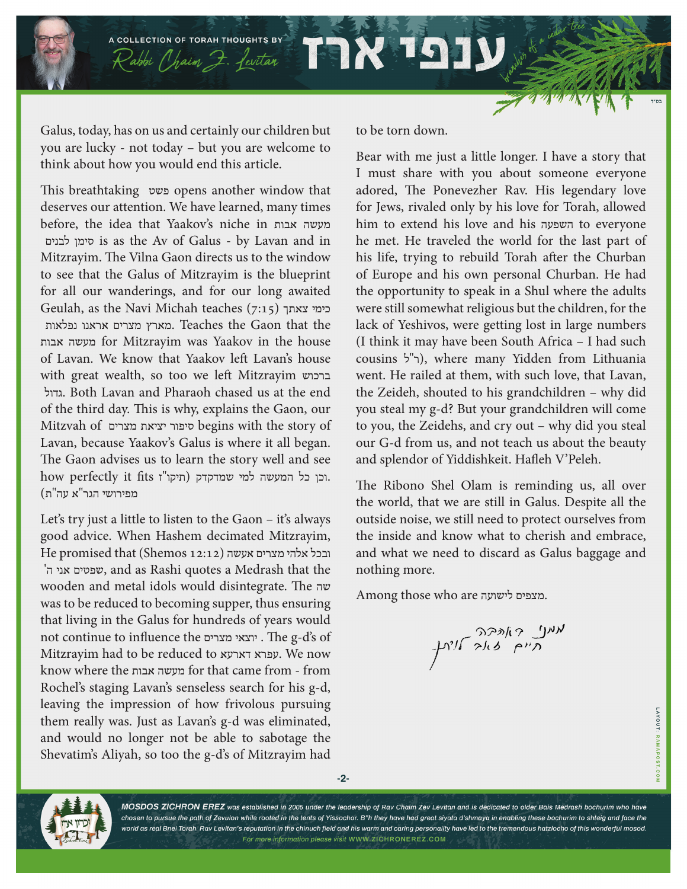Galus, today, has on us and certainly our children but you are lucky - not today – but you are welcome to think about how you would end this article.

This breathtaking פשט opens another window that deserves our attention. We have learned, many times before, the idea that Yaakov's niche in מעשה אבות סימן לבנים is as the Av of Galus - by Lavan and in Mitzrayim. The Vilna Gaon directs us to the window to see that the Galus of Mitzrayim is the blueprint for all our wanderings, and for our long awaited Geulah, as the Navi Michah teaches (7:15) כימי צאתך מארץ מצרים אראנו נפלאות. Teaches the Gaon that the מעשה אבות for Mitzrayim was Yaakov in the house of Lavan. We know that Yaakov left Lavan's house with great wealth, so too we left Mitzrayim ברכוש גדול. Both Lavan and Pharaoh chased us at the end of the third day. This is why, explains the Gaon, our Mitzvah of סיפור יציאת מצרים begins with the story of Lavan, because Yaakov's Galus is where it all began. The Gaon advises us to learn the story well and see how perfectly it fits .וכן כל המעשה למי שמדקדק (תיקו"ז מפירושי הגר"א עה"ת)

Let's try just a little to listen to the Gaon – it's always good advice. When Hashem decimated Mitzrayim, He promised that (Shemos 12:12) ובכל אלהי מצרים אעשה שפטים אני ה', and as Rashi quotes a Medrash that the wooden and metal idols would disintegrate. The שה was to be reduced to becoming supper, thus ensuring that living in the Galus for hundreds of years would not continue to influence the יוצאי מצרים. The g-d's of Mitzrayim had to be reduced to עפרא דארעא. We now know where the מעשה אבות for that came from - from Rochel's staging Lavan's senseless search for his g-d, leaving the impression of how frivolous pursuing them really was. Just as Lavan's g-d was eliminated, and would no longer not be able to sabotage the Shevatim's Aliyah, so too the g-d's of Mitzrayim had to be torn down.

Bear with me just a little longer. I have a story that I must share with you about someone everyone adored, The Ponevezher Rav. His legendary love for Jews, rivaled only by his love for Torah, allowed him to extend his love and his השפעה to everyone he met. He traveled the world for the last part of his life, trying to rebuild Torah after the Churban of Europe and his own personal Churban. He had the opportunity to speak in a Shul where the adults were still somewhat religious but the children, for the lack of Yeshivos, were getting lost in large numbers (I think it may have been South Africa – I had such cousins ר"ל), where many Yidden from Lithuania went. He railed at them, with such love, that Lavan, the Zeideh, shouted to his grandchildren – why did you steal my g-d? But your grandchildren will come to you, the Zeidehs, and cry out – why did you steal our G-d from us, and not teach us about the beauty and splendor of Yiddishkeit. Hafleh V'Peleh.

The Ribono Shel Olam is reminding us, all over the world, that we are still in Galus. Despite all the outside noise, we still need to protect ourselves from the inside and know what to cherish and embrace, and what we need to discard as Galus baggage and nothing more.

Among those who are מצפים לישועה.

מאני דואהבה
חיים זאב לויתן

**MOSDOS ZICHRON EREZ** *was established in 2005 under the leadership of Rav Chaim Zev Levitan and is dedicated to older Bais Medrash bochurim who have chosen to pursue the path of Zevulon while rooted in the tents of Yissochor. B"h they have had great siyata d'shmaya in enabling these bochurim to shteig and face the world as real Bnei Torah. Rav Levitan's reputation in the chinuch field and his warm and caring personality have led to the tremendous hatzlocho of this wonderful mosod.*

*For more information please visit* **WWW.ZICHRONEREZ.COM**